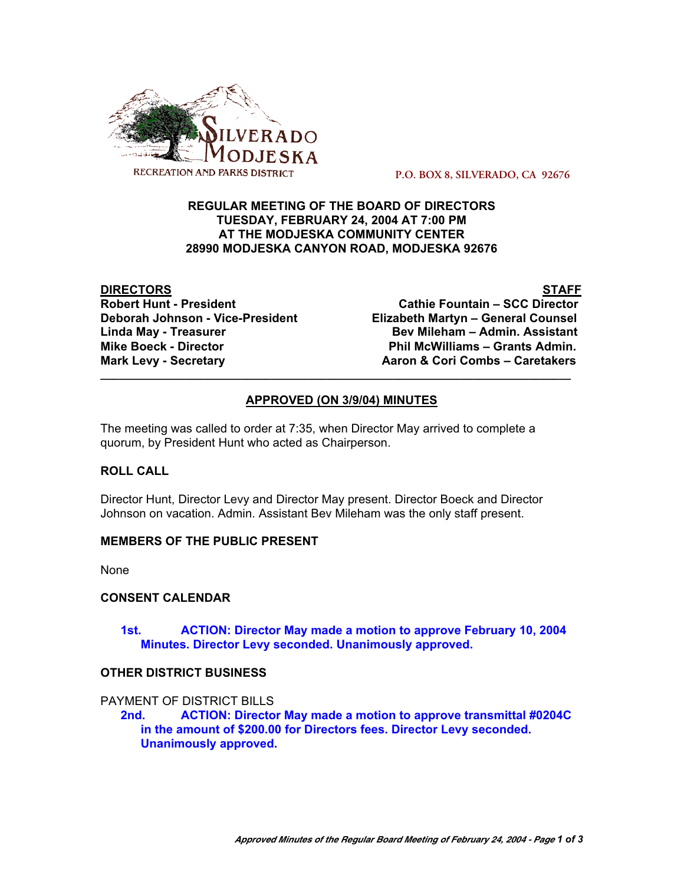SILVERADO MODJESKA

RECREATION AND PARKS DISTRICT

P.O. BOX 8, SILVERADO, CA 92676

**REGULAR MEETING OF THE BOARD OF DIRECTORS**
**TUESDAY, FEBRUARY 24, 2004 AT 7:00 PM**
**AT THE MODJESKA COMMUNITY CENTER**
**28990 MODJESKA CANYON ROAD, MODJESKA 92676**

| **DIRECTORS** | **STAFF** |
|---|---|
| **Robert Hunt - President** | **Cathie Fountain – SCC Director** |
| **Deborah Johnson - Vice-President** | **Elizabeth Martyn – General Counsel** |
| **Linda May - Treasurer** | **Bev Mileham – Admin. Assistant** |
| **Mike Boeck - Director** | **Phil McWilliams – Grants Admin.** |
| **Mark Levy - Secretary** | **Aaron & Cori Combs – Caretakers** |

---

**APPROVED (ON 3/9/04) MINUTES**

The meeting was called to order at 7:35, when Director May arrived to complete a quorum, by President Hunt who acted as Chairperson.

**ROLL CALL**

Director Hunt, Director Levy and Director May present. Director Boeck and Director Johnson on vacation. Admin. Assistant Bev Mileham was the only staff present.

**MEMBERS OF THE PUBLIC PRESENT**

None

**CONSENT CALENDAR**

**1st. ACTION: Director May made a motion to approve February 10, 2004 Minutes. Director Levy seconded. Unanimously approved.**

**OTHER DISTRICT BUSINESS**

PAYMENT OF DISTRICT BILLS

**2nd. ACTION: Director May made a motion to approve transmittal #0204C in the amount of $200.00 for Directors fees. Director Levy seconded. Unanimously approved.**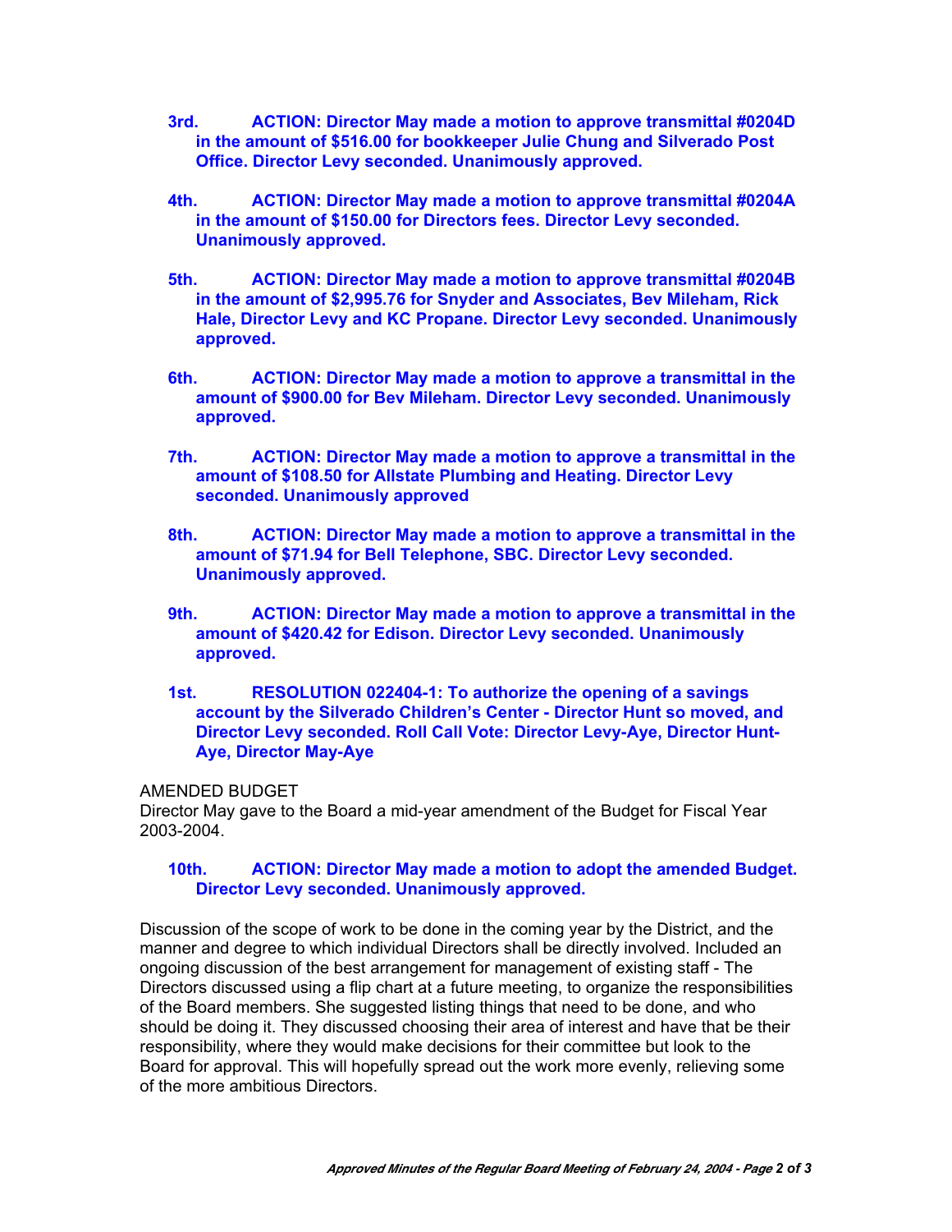**3rd. ACTION: Director May made a motion to approve transmittal #0204D in the amount of $516.00 for bookkeeper Julie Chung and Silverado Post Office. Director Levy seconded. Unanimously approved.**

**4th. ACTION: Director May made a motion to approve transmittal #0204A in the amount of $150.00 for Directors fees. Director Levy seconded. Unanimously approved.**

**5th. ACTION: Director May made a motion to approve transmittal #0204B in the amount of $2,995.76 for Snyder and Associates, Bev Mileham, Rick Hale, Director Levy and KC Propane. Director Levy seconded. Unanimously approved.**

**6th. ACTION: Director May made a motion to approve a transmittal in the amount of $900.00 for Bev Mileham. Director Levy seconded. Unanimously approved.**

**7th. ACTION: Director May made a motion to approve a transmittal in the amount of $108.50 for Allstate Plumbing and Heating. Director Levy seconded. Unanimously approved**

**8th. ACTION: Director May made a motion to approve a transmittal in the amount of $71.94 for Bell Telephone, SBC. Director Levy seconded. Unanimously approved.**

**9th. ACTION: Director May made a motion to approve a transmittal in the amount of $420.42 for Edison. Director Levy seconded. Unanimously approved.**

**1st. RESOLUTION 022404-1: To authorize the opening of a savings account by the Silverado Children's Center - Director Hunt so moved, and Director Levy seconded. Roll Call Vote: Director Levy-Aye, Director Hunt-Aye, Director May-Aye**

AMENDED BUDGET
Director May gave to the Board a mid-year amendment of the Budget for Fiscal Year 2003-2004.

**10th. ACTION: Director May made a motion to adopt the amended Budget. Director Levy seconded. Unanimously approved.**

Discussion of the scope of work to be done in the coming year by the District, and the manner and degree to which individual Directors shall be directly involved. Included an ongoing discussion of the best arrangement for management of existing staff - The Directors discussed using a flip chart at a future meeting, to organize the responsibilities of the Board members. She suggested listing things that need to be done, and who should be doing it. They discussed choosing their area of interest and have that be their responsibility, where they would make decisions for their committee but look to the Board for approval. This will hopefully spread out the work more evenly, relieving some of the more ambitious Directors.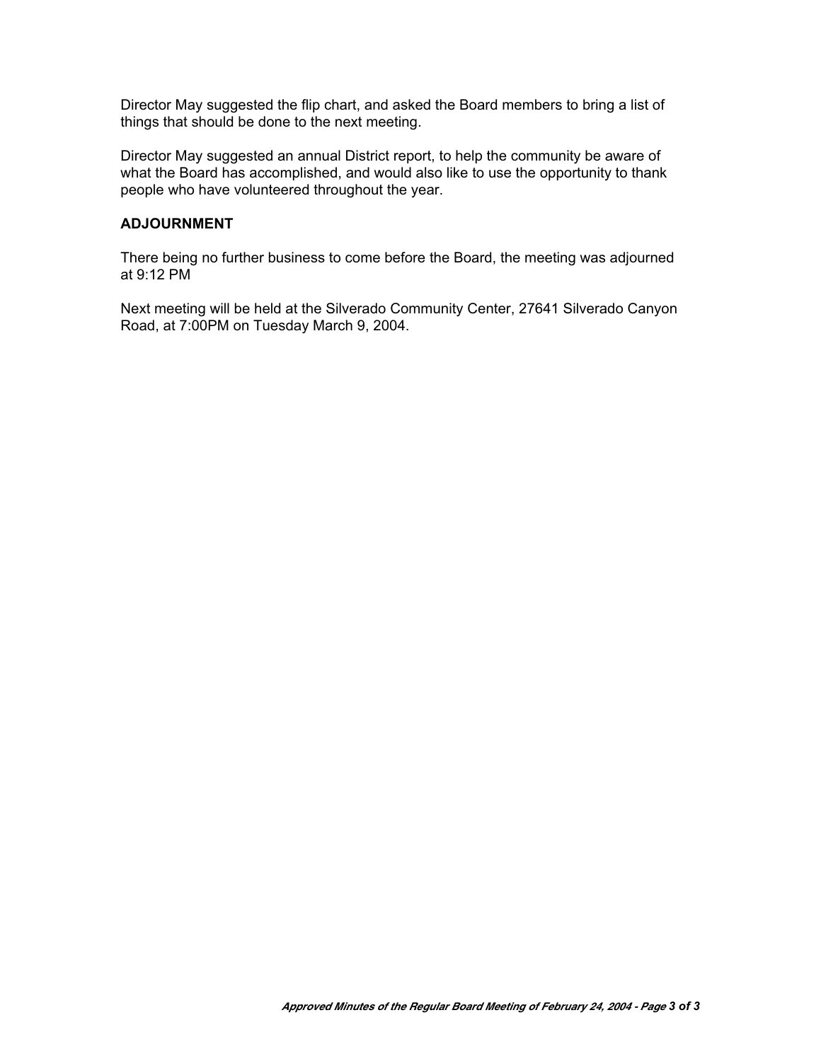Director May suggested the flip chart, and asked the Board members to bring a list of things that should be done to the next meeting.

Director May suggested an annual District report, to help the community be aware of what the Board has accomplished, and would also like to use the opportunity to thank people who have volunteered throughout the year.

**ADJOURNMENT**

There being no further business to come before the Board, the meeting was adjourned at 9:12 PM

Next meeting will be held at the Silverado Community Center, 27641 Silverado Canyon Road, at 7:00PM on Tuesday March 9, 2004.